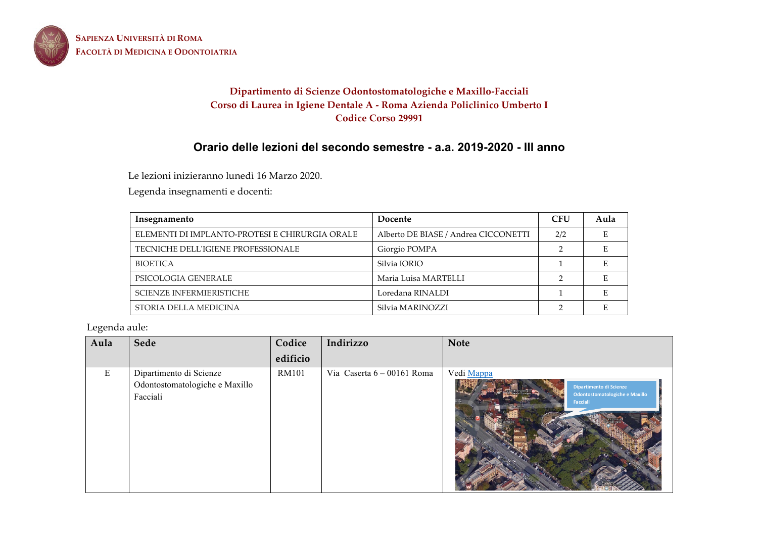**SAPIENZA UNIVERSITÀ DI ROMA**
**FACOLTÀ DI MEDICINA E ODONTOIATRIA**

**Dipartimento di Scienze Odontostomatologiche e Maxillo-Facciali**
**Corso di Laurea in Igiene Dentale A - Roma Azienda Policlinico Umberto I**
**Codice Corso 29991**

## Orario delle lezioni del secondo semestre - a.a. 2019-2020 - III anno

Le lezioni inizieranno lunedì 16 Marzo 2020.

Legenda insegnamenti e docenti:

| Insegnamento | Docente | CFU | Aula |
|---|---|---|---|
| ELEMENTI DI IMPLANTO-PROTESI E CHIRURGIA ORALE | Alberto DE BIASE / Andrea CICCONETTI | 2/2 | E |
| TECNICHE DELL'IGIENE PROFESSIONALE | Giorgio POMPA | 2 | E |
| BIOETICA | Silvia IORIO | 1 | E |
| PSICOLOGIA GENERALE | Maria Luisa MARTELLI | 2 | E |
| SCIENZE INFERMIERISTICHE | Loredana RINALDI | 1 | E |
| STORIA DELLA MEDICINA | Silvia MARINOZZI | 2 | E |

Legenda aule:

| Aula | Sede | Codice edificio | Indirizzo | Note |
|---|---|---|---|---|
| E | Dipartimento di Scienze Odontostomatologiche e Maxillo Facciali | RM101 | Via Caserta 6 – 00161 Roma | Vedi Mappa |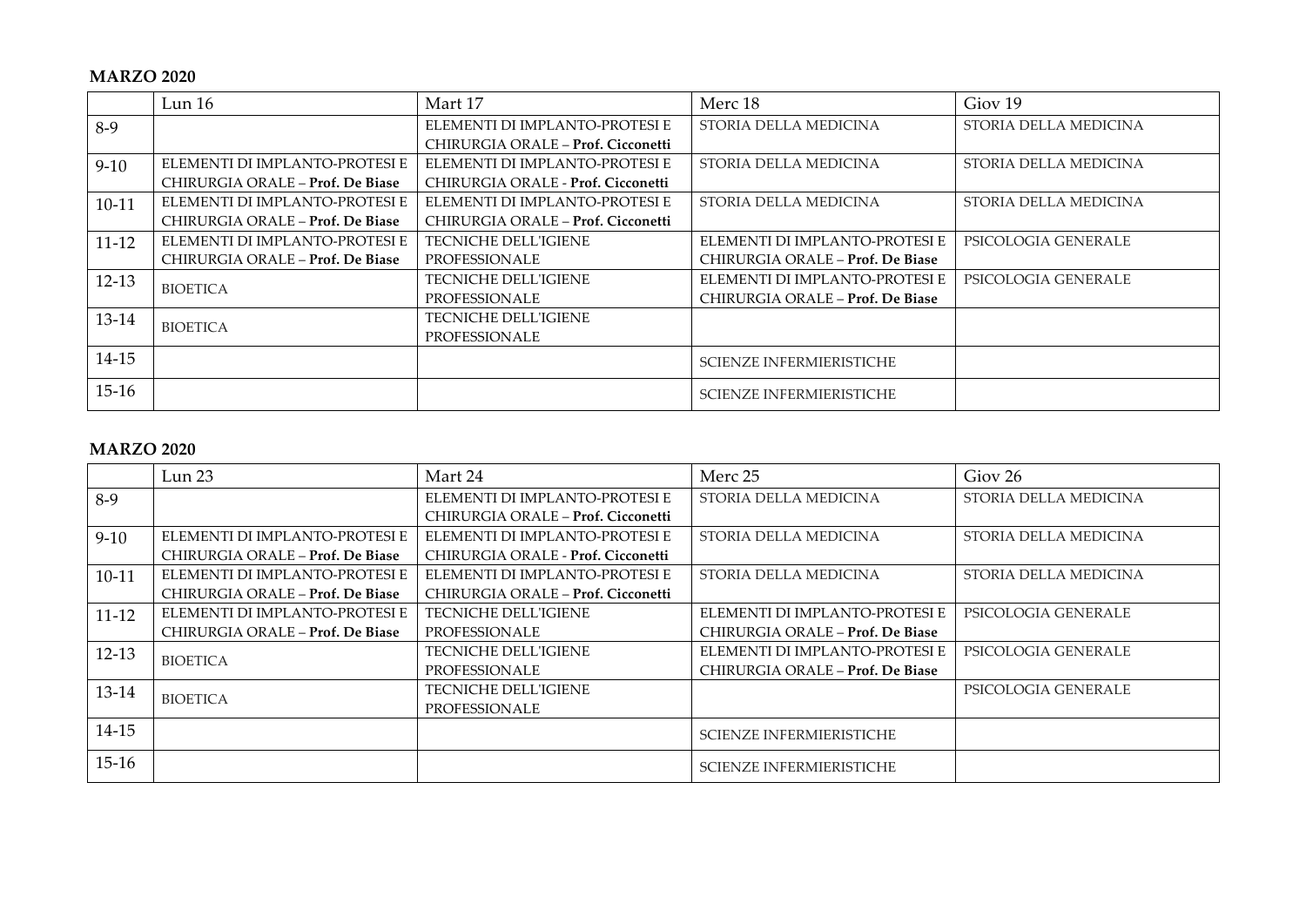**MARZO 2020**

| | Lun 16 | Mart 17 | Merc 18 | Giov 19 |
|---|---|---|---|---|
| 8-9 | | ELEMENTI DI IMPLANTO-PROTESI E CHIRURGIA ORALE – **Prof. Cicconetti** | STORIA DELLA MEDICINA | STORIA DELLA MEDICINA |
| 9-10 | ELEMENTI DI IMPLANTO-PROTESI E CHIRURGIA ORALE – **Prof. De Biase** | ELEMENTI DI IMPLANTO-PROTESI E CHIRURGIA ORALE - **Prof. Cicconetti** | STORIA DELLA MEDICINA | STORIA DELLA MEDICINA |
| 10-11 | ELEMENTI DI IMPLANTO-PROTESI E CHIRURGIA ORALE – **Prof. De Biase** | ELEMENTI DI IMPLANTO-PROTESI E CHIRURGIA ORALE – **Prof. Cicconetti** | STORIA DELLA MEDICINA | STORIA DELLA MEDICINA |
| 11-12 | ELEMENTI DI IMPLANTO-PROTESI E CHIRURGIA ORALE – **Prof. De Biase** | TECNICHE DELL'IGIENE PROFESSIONALE | ELEMENTI DI IMPLANTO-PROTESI E CHIRURGIA ORALE – **Prof. De Biase** | PSICOLOGIA GENERALE |
| 12-13 | BIOETICA | TECNICHE DELL'IGIENE PROFESSIONALE | ELEMENTI DI IMPLANTO-PROTESI E CHIRURGIA ORALE – **Prof. De Biase** | PSICOLOGIA GENERALE |
| 13-14 | BIOETICA | TECNICHE DELL'IGIENE PROFESSIONALE | | |
| 14-15 | | | SCIENZE INFERMIERISTICHE | |
| 15-16 | | | SCIENZE INFERMIERISTICHE | |

**MARZO 2020**

| | Lun 23 | Mart 24 | Merc 25 | Giov 26 |
|---|---|---|---|---|
| 8-9 | | ELEMENTI DI IMPLANTO-PROTESI E CHIRURGIA ORALE – **Prof. Cicconetti** | STORIA DELLA MEDICINA | STORIA DELLA MEDICINA |
| 9-10 | ELEMENTI DI IMPLANTO-PROTESI E CHIRURGIA ORALE – **Prof. De Biase** | ELEMENTI DI IMPLANTO-PROTESI E CHIRURGIA ORALE - **Prof. Cicconetti** | STORIA DELLA MEDICINA | STORIA DELLA MEDICINA |
| 10-11 | ELEMENTI DI IMPLANTO-PROTESI E CHIRURGIA ORALE – **Prof. De Biase** | ELEMENTI DI IMPLANTO-PROTESI E CHIRURGIA ORALE – **Prof. Cicconetti** | STORIA DELLA MEDICINA | STORIA DELLA MEDICINA |
| 11-12 | ELEMENTI DI IMPLANTO-PROTESI E CHIRURGIA ORALE – **Prof. De Biase** | TECNICHE DELL'IGIENE PROFESSIONALE | ELEMENTI DI IMPLANTO-PROTESI E CHIRURGIA ORALE – **Prof. De Biase** | PSICOLOGIA GENERALE |
| 12-13 | BIOETICA | TECNICHE DELL'IGIENE PROFESSIONALE | ELEMENTI DI IMPLANTO-PROTESI E CHIRURGIA ORALE – **Prof. De Biase** | PSICOLOGIA GENERALE |
| 13-14 | BIOETICA | TECNICHE DELL'IGIENE PROFESSIONALE | | PSICOLOGIA GENERALE |
| 14-15 | | | SCIENZE INFERMIERISTICHE | |
| 15-16 | | | SCIENZE INFERMIERISTICHE | |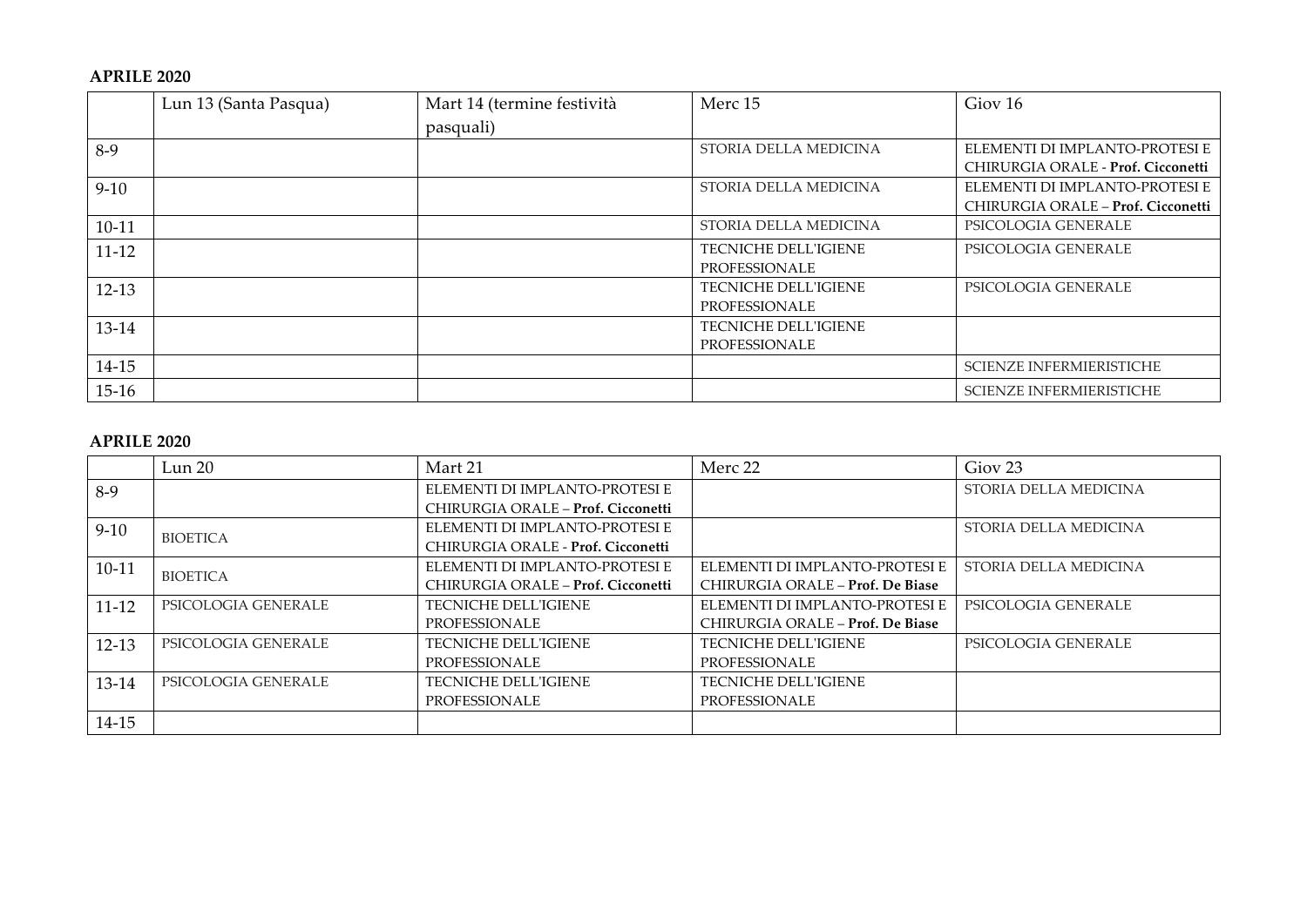**APRILE 2020**

| | Lun 13 (Santa Pasqua) | Mart 14 (termine festività pasquali) | Merc 15 | Giov 16 |
|---|---|---|---|---|
| 8-9 | | | STORIA DELLA MEDICINA | ELEMENTI DI IMPLANTO-PROTESI E CHIRURGIA ORALE - **Prof. Cicconetti** |
| 9-10 | | | STORIA DELLA MEDICINA | ELEMENTI DI IMPLANTO-PROTESI E CHIRURGIA ORALE – **Prof. Cicconetti** |
| 10-11 | | | STORIA DELLA MEDICINA | PSICOLOGIA GENERALE |
| 11-12 | | | TECNICHE DELL'IGIENE PROFESSIONALE | PSICOLOGIA GENERALE |
| 12-13 | | | TECNICHE DELL'IGIENE PROFESSIONALE | PSICOLOGIA GENERALE |
| 13-14 | | | TECNICHE DELL'IGIENE PROFESSIONALE | |
| 14-15 | | | | SCIENZE INFERMIERISTICHE |
| 15-16 | | | | SCIENZE INFERMIERISTICHE |

**APRILE 2020**

| | Lun 20 | Mart 21 | Merc 22 | Giov 23 |
|---|---|---|---|---|
| 8-9 | | ELEMENTI DI IMPLANTO-PROTESI E CHIRURGIA ORALE – **Prof. Cicconetti** | | STORIA DELLA MEDICINA |
| 9-10 | BIOETICA | ELEMENTI DI IMPLANTO-PROTESI E CHIRURGIA ORALE - **Prof. Cicconetti** | | STORIA DELLA MEDICINA |
| 10-11 | BIOETICA | ELEMENTI DI IMPLANTO-PROTESI E CHIRURGIA ORALE – **Prof. Cicconetti** | ELEMENTI DI IMPLANTO-PROTESI E CHIRURGIA ORALE – **Prof. De Biase** | STORIA DELLA MEDICINA |
| 11-12 | PSICOLOGIA GENERALE | TECNICHE DELL'IGIENE PROFESSIONALE | ELEMENTI DI IMPLANTO-PROTESI E CHIRURGIA ORALE – **Prof. De Biase** | PSICOLOGIA GENERALE |
| 12-13 | PSICOLOGIA GENERALE | TECNICHE DELL'IGIENE PROFESSIONALE | TECNICHE DELL'IGIENE PROFESSIONALE | PSICOLOGIA GENERALE |
| 13-14 | PSICOLOGIA GENERALE | TECNICHE DELL'IGIENE PROFESSIONALE | TECNICHE DELL'IGIENE PROFESSIONALE | |
| 14-15 | | | | |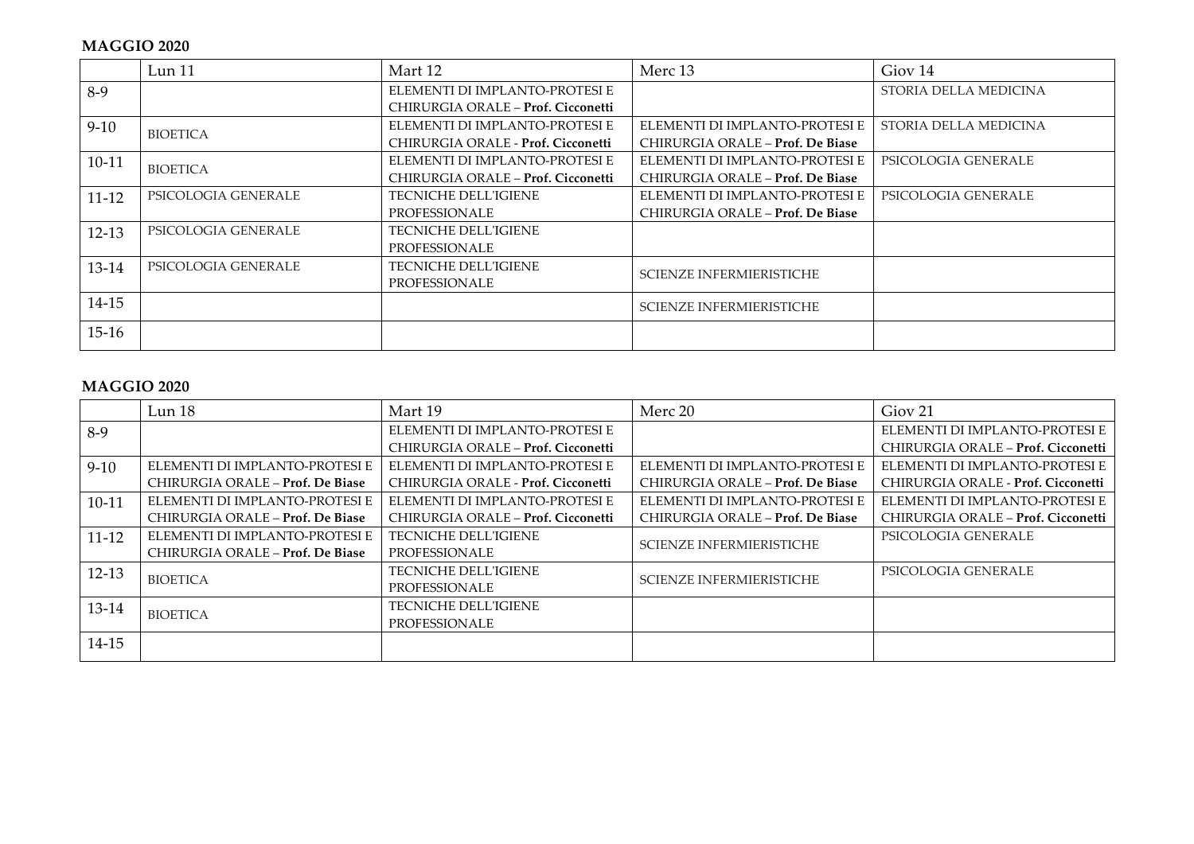**MAGGIO 2020**

| | Lun 11 | Mart 12 | Merc 13 | Giov 14 |
|---|---|---|---|---|
| 8-9 | | ELEMENTI DI IMPLANTO-PROTESI E CHIRURGIA ORALE – **Prof. Cicconetti** | | STORIA DELLA MEDICINA |
| 9-10 | BIOETICA | ELEMENTI DI IMPLANTO-PROTESI E CHIRURGIA ORALE - **Prof. Cicconetti** | ELEMENTI DI IMPLANTO-PROTESI E CHIRURGIA ORALE – **Prof. De Biase** | STORIA DELLA MEDICINA |
| 10-11 | BIOETICA | ELEMENTI DI IMPLANTO-PROTESI E CHIRURGIA ORALE – **Prof. Cicconetti** | ELEMENTI DI IMPLANTO-PROTESI E CHIRURGIA ORALE – **Prof. De Biase** | PSICOLOGIA GENERALE |
| 11-12 | PSICOLOGIA GENERALE | TECNICHE DELL'IGIENE PROFESSIONALE | ELEMENTI DI IMPLANTO-PROTESI E CHIRURGIA ORALE – **Prof. De Biase** | PSICOLOGIA GENERALE |
| 12-13 | PSICOLOGIA GENERALE | TECNICHE DELL'IGIENE PROFESSIONALE | | |
| 13-14 | PSICOLOGIA GENERALE | TECNICHE DELL'IGIENE PROFESSIONALE | SCIENZE INFERMIERISTICHE | |
| 14-15 | | | SCIENZE INFERMIERISTICHE | |
| 15-16 | | | | |

**MAGGIO 2020**

| | Lun 18 | Mart 19 | Merc 20 | Giov 21 |
|---|---|---|---|---|
| 8-9 | | ELEMENTI DI IMPLANTO-PROTESI E CHIRURGIA ORALE – **Prof. Cicconetti** | | ELEMENTI DI IMPLANTO-PROTESI E CHIRURGIA ORALE – **Prof. Cicconetti** |
| 9-10 | ELEMENTI DI IMPLANTO-PROTESI E CHIRURGIA ORALE – **Prof. De Biase** | ELEMENTI DI IMPLANTO-PROTESI E CHIRURGIA ORALE - **Prof. Cicconetti** | ELEMENTI DI IMPLANTO-PROTESI E CHIRURGIA ORALE – **Prof. De Biase** | ELEMENTI DI IMPLANTO-PROTESI E CHIRURGIA ORALE - **Prof. Cicconetti** |
| 10-11 | ELEMENTI DI IMPLANTO-PROTESI E CHIRURGIA ORALE – **Prof. De Biase** | ELEMENTI DI IMPLANTO-PROTESI E CHIRURGIA ORALE – **Prof. Cicconetti** | ELEMENTI DI IMPLANTO-PROTESI E CHIRURGIA ORALE – **Prof. De Biase** | ELEMENTI DI IMPLANTO-PROTESI E CHIRURGIA ORALE – **Prof. Cicconetti** |
| 11-12 | ELEMENTI DI IMPLANTO-PROTESI E CHIRURGIA ORALE – **Prof. De Biase** | TECNICHE DELL'IGIENE PROFESSIONALE | SCIENZE INFERMIERISTICHE | PSICOLOGIA GENERALE |
| 12-13 | BIOETICA | TECNICHE DELL'IGIENE PROFESSIONALE | SCIENZE INFERMIERISTICHE | PSICOLOGIA GENERALE |
| 13-14 | BIOETICA | TECNICHE DELL'IGIENE PROFESSIONALE | | |
| 14-15 | | | | |